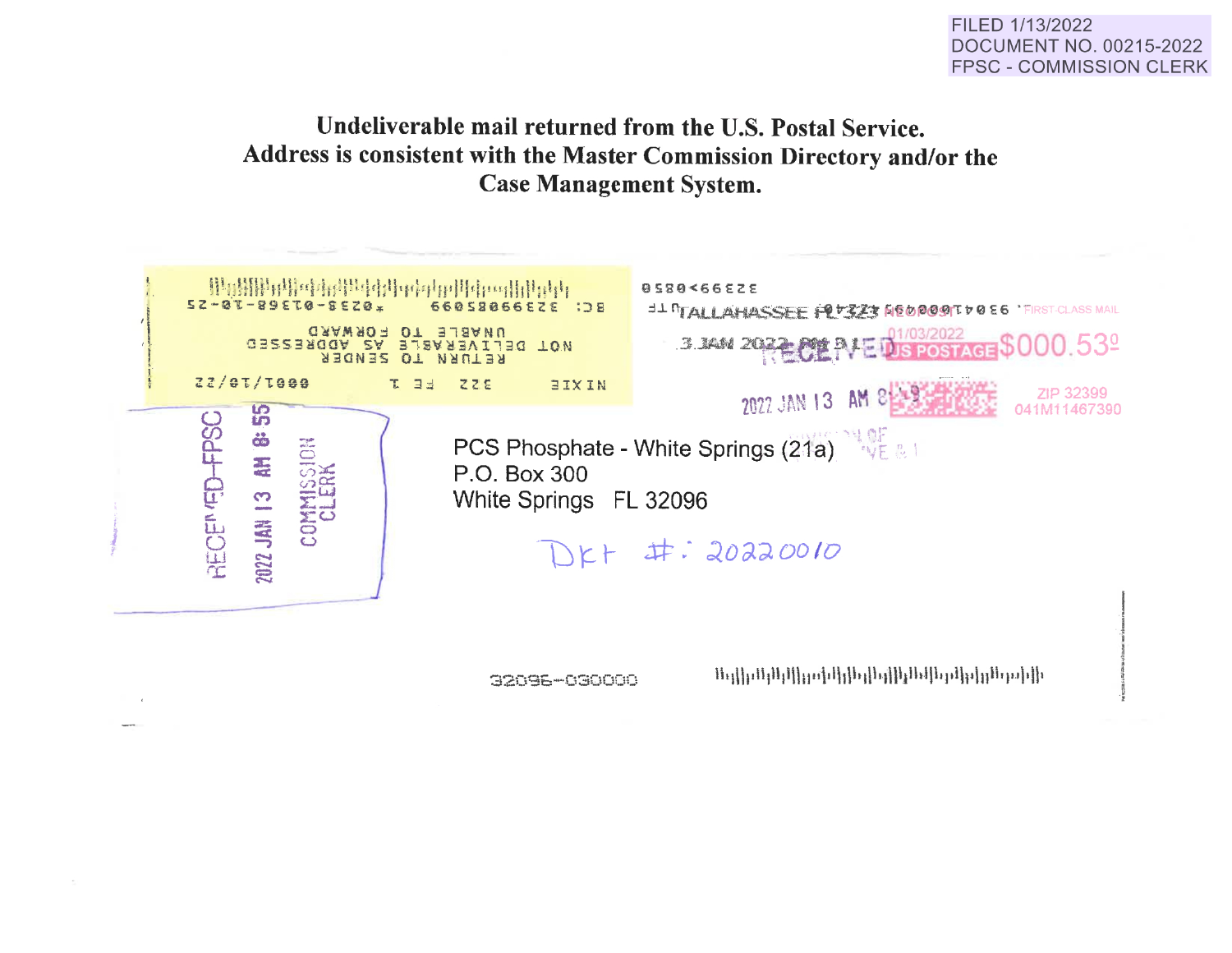FILED 1/13/2022
DOCUMENT NO. 00215-2022
FPSC - COMMISSION CLERK

**Undeliverable mail returned from the U.S. Postal Service.**
**Address is consistent with the Master Commission Directory and/or the Case Management System.**

BC: 32399085099 *0235-01368-10-25

NOT DELIVERABLE AS ADDRESSED
UNABLE TO FORWARD
RETURN TO SENDER

NIXIE 322 FE 1 0001/18/22

32399>0850

TALLAHASSEE FL 323

3 JAN 2022 PM 3 L

FIRST-CLASS MAIL

01/03/2022

US POSTAGE $000.53[0]

ZIP 32399
041M11467390

2022 JAN 13 AM 8:49

RECEIVED-FPSC
2022 JAN 13 AM 8:55
COMMISSION CLERK

PCS Phosphate - White Springs (21a)
P.O. Box 300
White Springs FL 32096

Dkt #: 20220010

32096-030000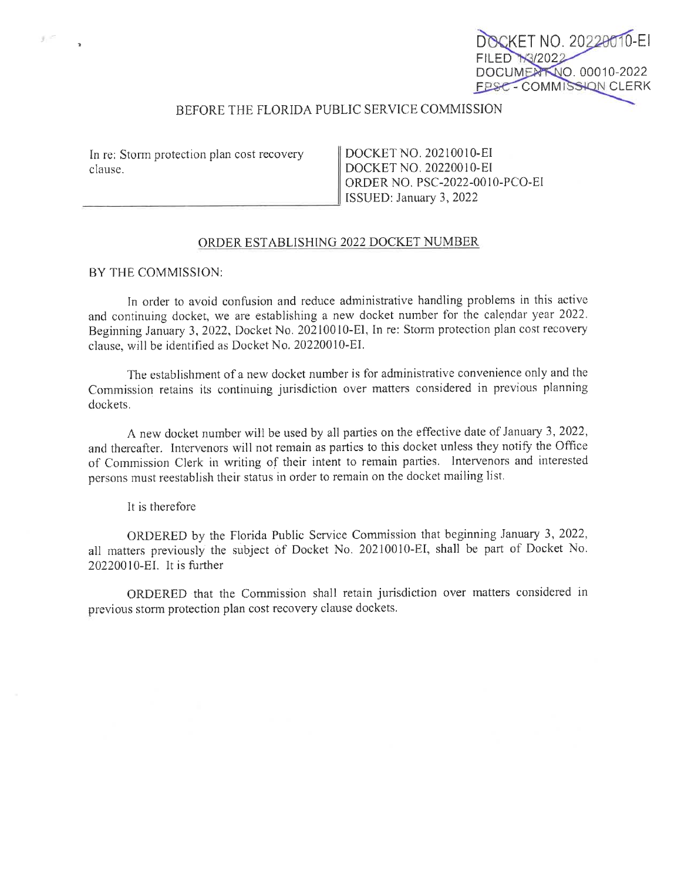DOCKET NO. 20220010-EI
FILED 1/3/2022
DOCUMENT NO. 00010-2022
FPSC - COMMISSION CLERK

BEFORE THE FLORIDA PUBLIC SERVICE COMMISSION

| In re: Storm protection plan cost recovery clause. | DOCKET NO. 20210010-EI<br>DOCKET NO. 20220010-EI<br>ORDER NO. PSC-2022-0010-PCO-EI<br>ISSUED: January 3, 2022 |
|---|---|

ORDER ESTABLISHING 2022 DOCKET NUMBER

BY THE COMMISSION:

In order to avoid confusion and reduce administrative handling problems in this active and continuing docket, we are establishing a new docket number for the calendar year 2022. Beginning January 3, 2022, Docket No. 20210010-EI, In re: Storm protection plan cost recovery clause, will be identified as Docket No. 20220010-EI.

The establishment of a new docket number is for administrative convenience only and the Commission retains its continuing jurisdiction over matters considered in previous planning dockets.

A new docket number will be used by all parties on the effective date of January 3, 2022, and thereafter. Intervenors will not remain as parties to this docket unless they notify the Office of Commission Clerk in writing of their intent to remain parties. Intervenors and interested persons must reestablish their status in order to remain on the docket mailing list.

It is therefore

ORDERED by the Florida Public Service Commission that beginning January 3, 2022, all matters previously the subject of Docket No. 20210010-EI, shall be part of Docket No. 20220010-EI. It is further

ORDERED that the Commission shall retain jurisdiction over matters considered in previous storm protection plan cost recovery clause dockets.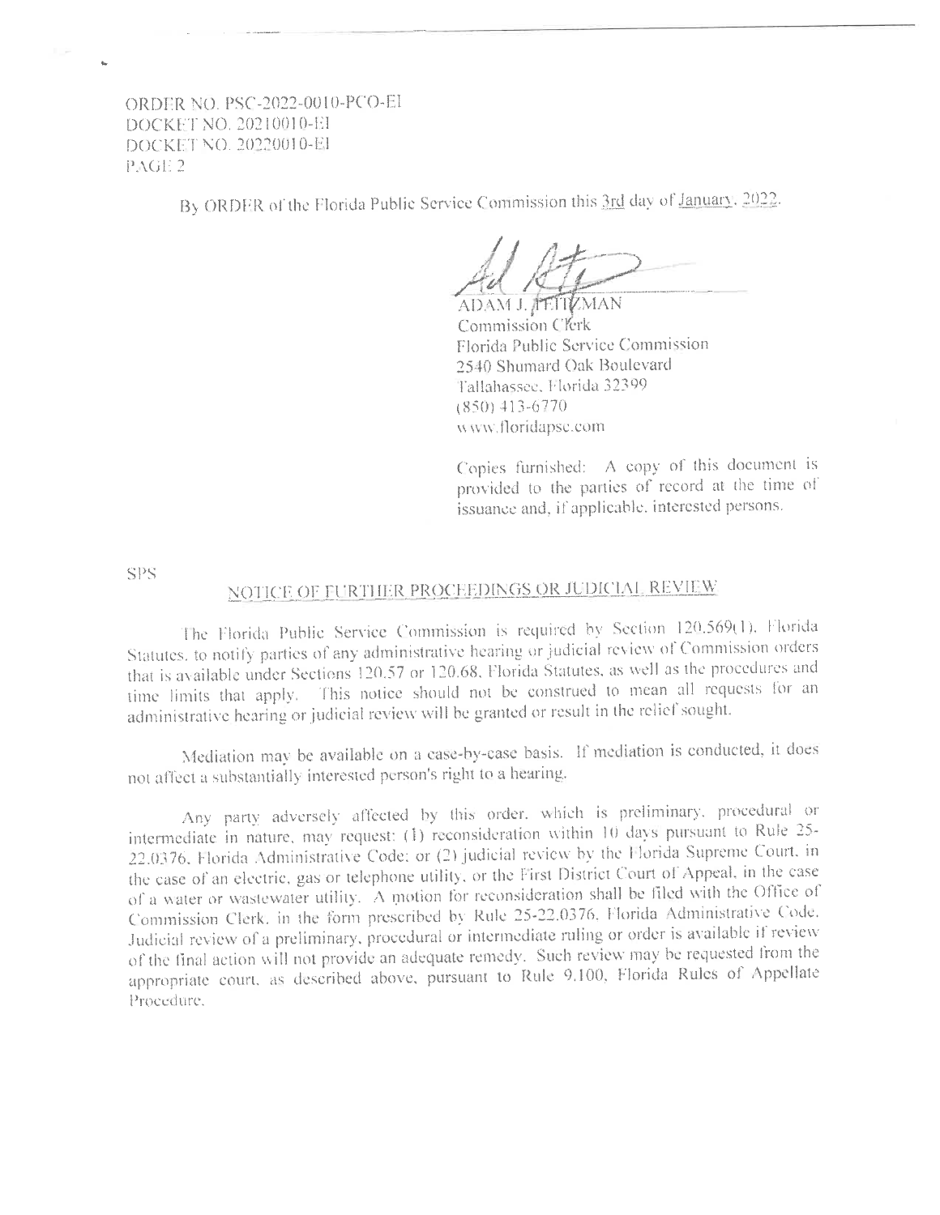ORDER NO. PSC-2022-0010-PCO-EI
DOCKET NO. 20210010-EI
DOCKET NO. 20220010-EI
PAGE 2

By ORDER of the Florida Public Service Commission this 3rd day of January, 2022.

ADAM J. TEITZMAN
Commission Clerk
Florida Public Service Commission
2540 Shumard Oak Boulevard
Tallahassee, Florida 32399
(850) 413-6770
www.floridapsc.com

Copies furnished: A copy of this document is provided to the parties of record at the time of issuance and, if applicable, interested persons.

SPS

## NOTICE OF FURTHER PROCEEDINGS OR JUDICIAL REVIEW

The Florida Public Service Commission is required by Section 120.569(1), Florida Statutes, to notify parties of any administrative hearing or judicial review of Commission orders that is available under Sections 120.57 or 120.68, Florida Statutes, as well as the procedures and time limits that apply. This notice should not be construed to mean all requests for an administrative hearing or judicial review will be granted or result in the relief sought.

Mediation may be available on a case-by-case basis. If mediation is conducted, it does not affect a substantially interested person's right to a hearing.

Any party adversely affected by this order, which is preliminary, procedural or intermediate in nature, may request: (1) reconsideration within 10 days pursuant to Rule 25-22.0376, Florida Administrative Code; or (2) judicial review by the Florida Supreme Court, in the case of an electric, gas or telephone utility, or the First District Court of Appeal, in the case of a water or wastewater utility. A motion for reconsideration shall be filed with the Office of Commission Clerk, in the form prescribed by Rule 25-22.0376, Florida Administrative Code. Judicial review of a preliminary, procedural or intermediate ruling or order is available if review of the final action will not provide an adequate remedy. Such review may be requested from the appropriate court, as described above, pursuant to Rule 9.100, Florida Rules of Appellate Procedure.